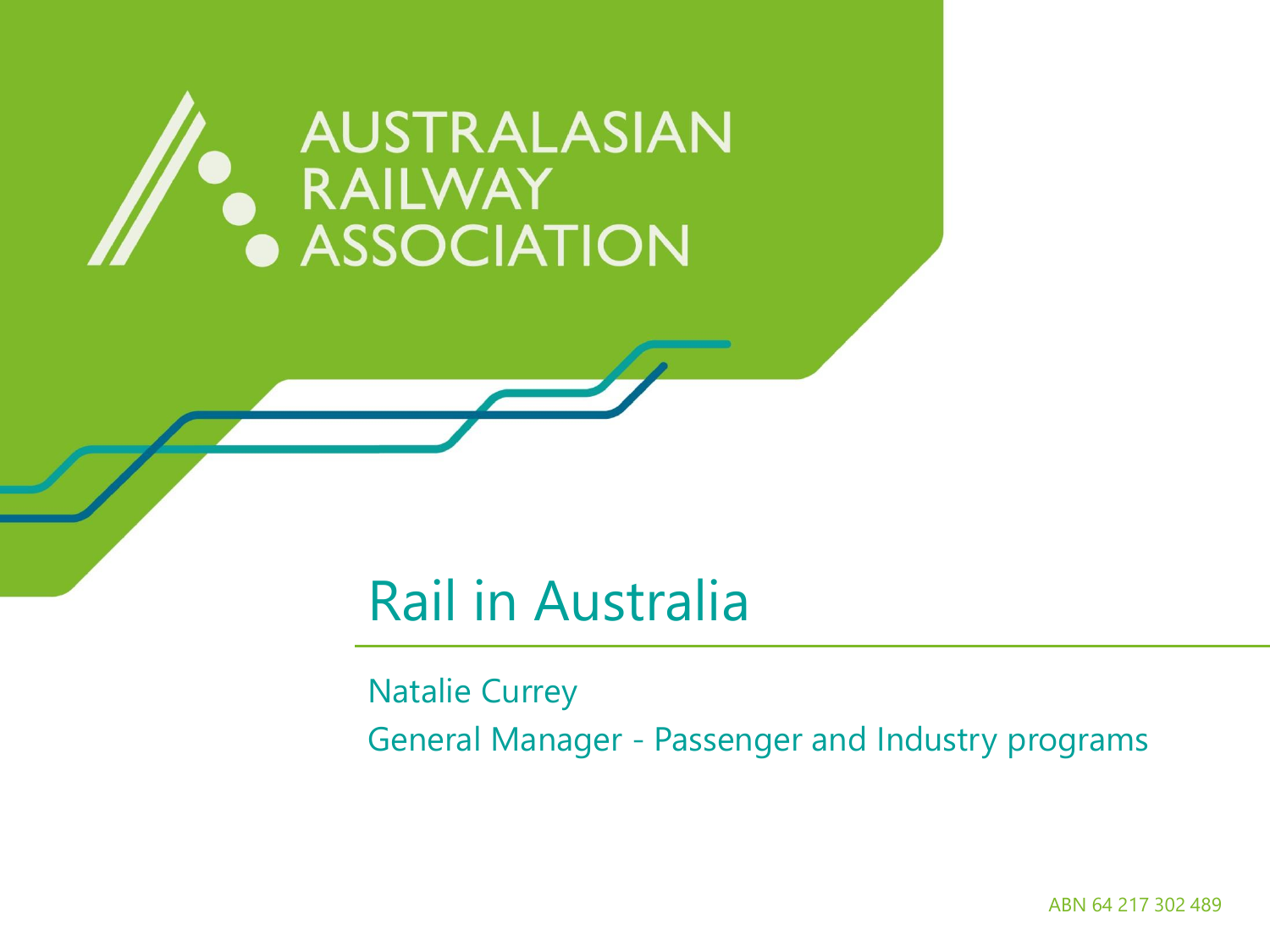AUSTRALASIAN RAILWAY ASSOCIATION

# Rail in Australia

Natalie Currey

General Manager - Passenger and Industry programs

ABN 64 217 302 489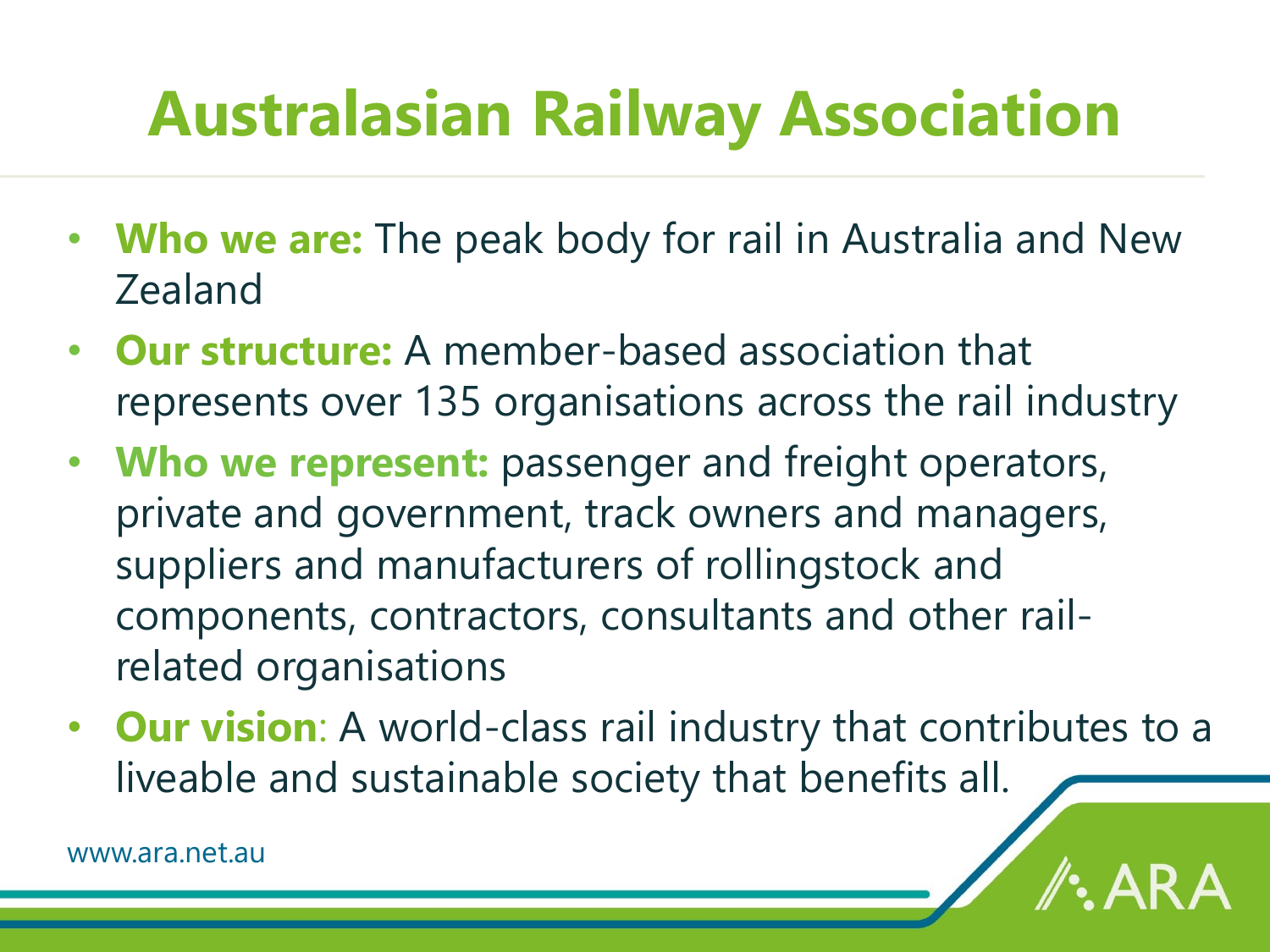# Australasian Railway Association

- **Who we are:** The peak body for rail in Australia and New Zealand
- **Our structure:** A member-based association that represents over 135 organisations across the rail industry
- **Who we represent:** passenger and freight operators, private and government, track owners and managers, suppliers and manufacturers of rollingstock and components, contractors, consultants and other rail-related organisations
- **Our vision**: A world-class rail industry that contributes to a liveable and sustainable society that benefits all.

www.ara.net.au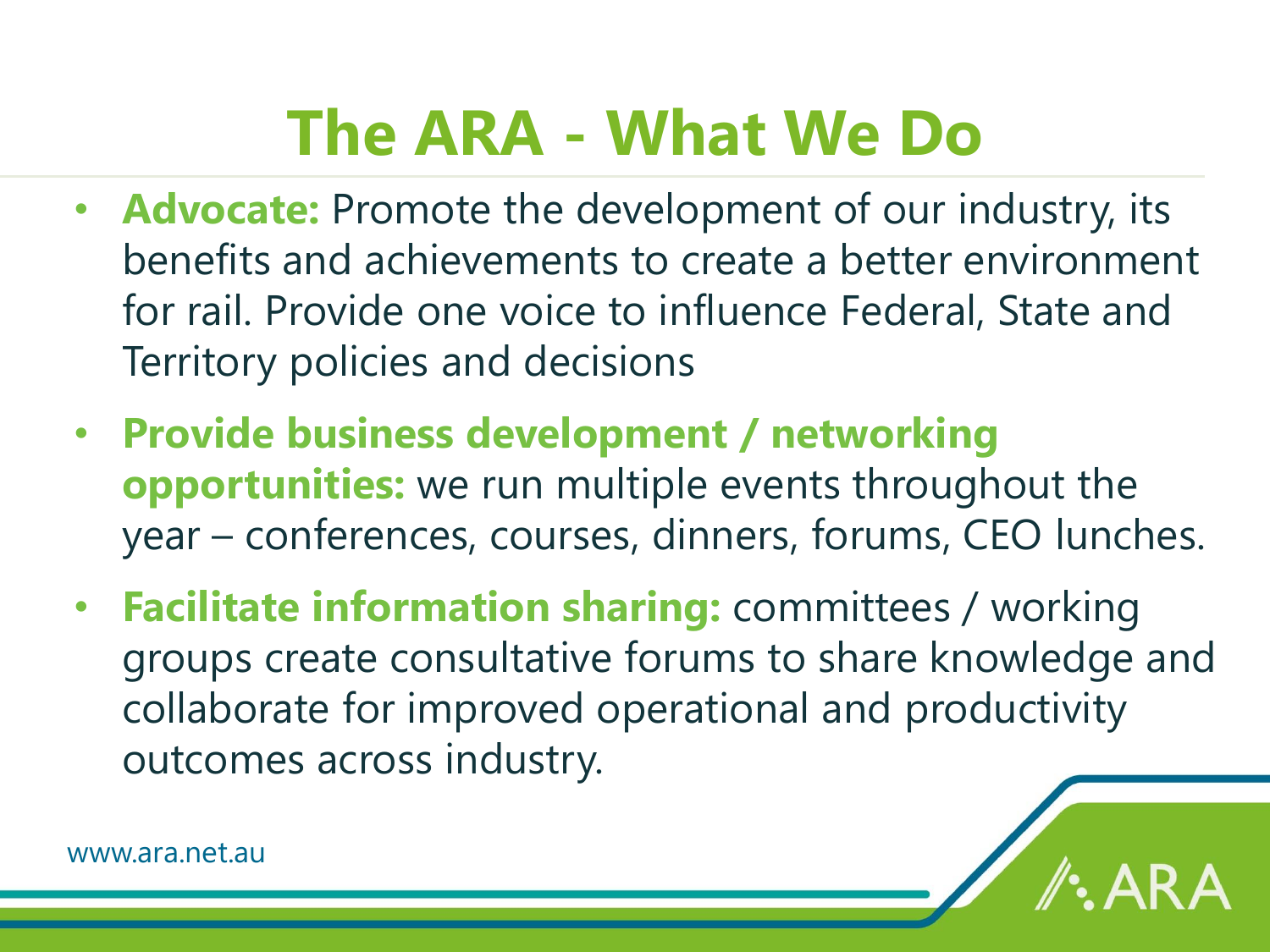# The ARA - What We Do

- **Advocate:** Promote the development of our industry, its benefits and achievements to create a better environment for rail. Provide one voice to influence Federal, State and Territory policies and decisions
- **Provide business development / networking opportunities:** we run multiple events throughout the year – conferences, courses, dinners, forums, CEO lunches.
- **Facilitate information sharing:** committees / working groups create consultative forums to share knowledge and collaborate for improved operational and productivity outcomes across industry.

www.ara.net.au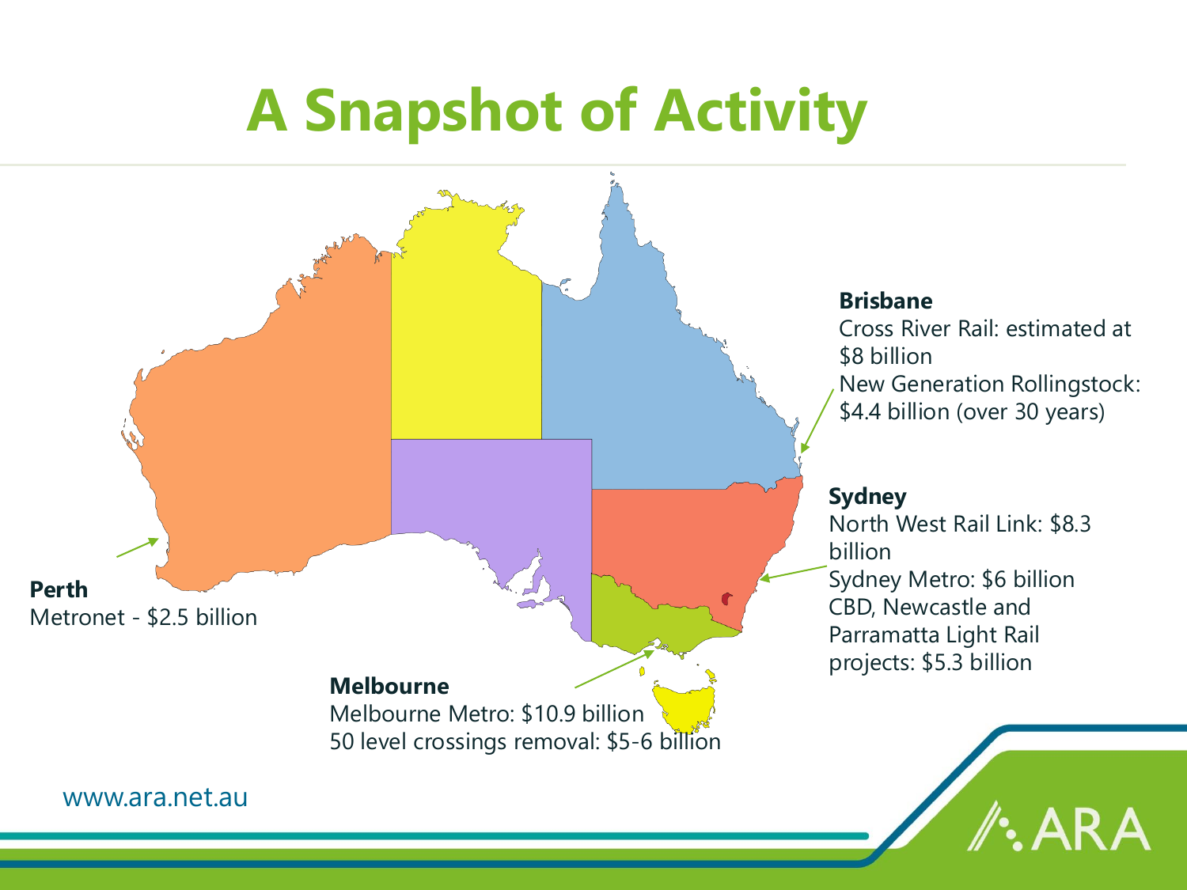# A Snapshot of Activity

**Brisbane**
Cross River Rail: estimated at $8 billion
New Generation Rollingstock: $4.4 billion (over 30 years)

**Sydney**
North West Rail Link: $8.3 billion
Sydney Metro: $6 billion
CBD, Newcastle and Parramatta Light Rail projects: $5.3 billion

**Perth**
Metronet - $2.5 billion

**Melbourne**
Melbourne Metro: $10.9 billion
50 level crossings removal: $5-6 billion

www.ara.net.au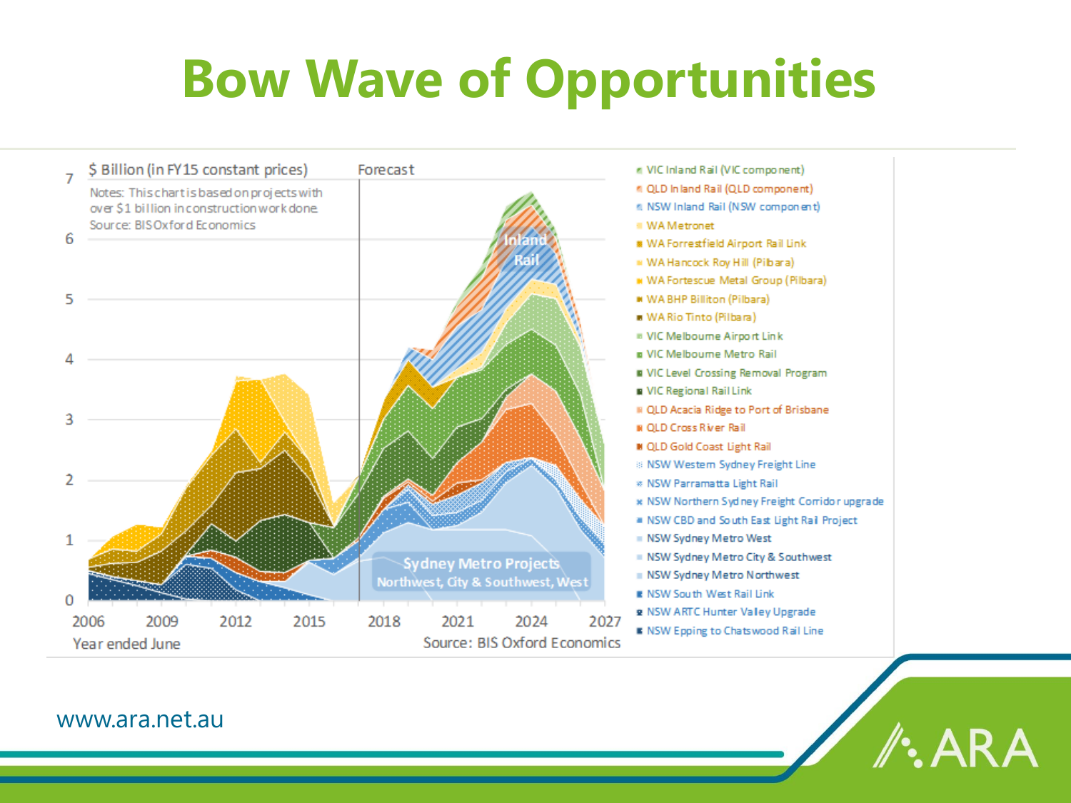# Bow Wave of Opportunities

$ Billion (in FY15 constant prices)

Forecast

Notes: This chart is based on projects with over $1 billion in construction work done
Source: BIS Oxford Economics

Inland Rail

Sydney Metro Projects
Northwest, City & Southwest, West

Year ended June

Source: BIS Oxford Economics

- VIC Inland Rail (VIC component)
- QLD Inland Rail (QLD component)
- NSW Inland Rail (NSW component)
- WA Metronet
- WA Forrestfield Airport Rail Link
- WA Hancock Roy Hill (Pilbara)
- WA Fortescue Metal Group (Pilbara)
- WA BHP Billiton (Pilbara)
- WA Rio Tinto (Pilbara)
- VIC Melbourne Airport Link
- VIC Melbourne Metro Rail
- VIC Level Crossing Removal Program
- VIC Regional Rail Link
- QLD Acacia Ridge to Port of Brisbane
- QLD Cross River Rail
- QLD Gold Coast Light Rail
- NSW Western Sydney Freight Line
- NSW Parramatta Light Rail
- NSW Northern Sydney Freight Corridor upgrade
- NSW CBD and South East Light Rail Project
- NSW Sydney Metro West
- NSW Sydney Metro City & Southwest
- NSW Sydney Metro Northwest
- NSW South West Rail Link
- NSW ARTC Hunter Valley Upgrade
- NSW Epping to Chatswood Rail Line

www.ara.net.au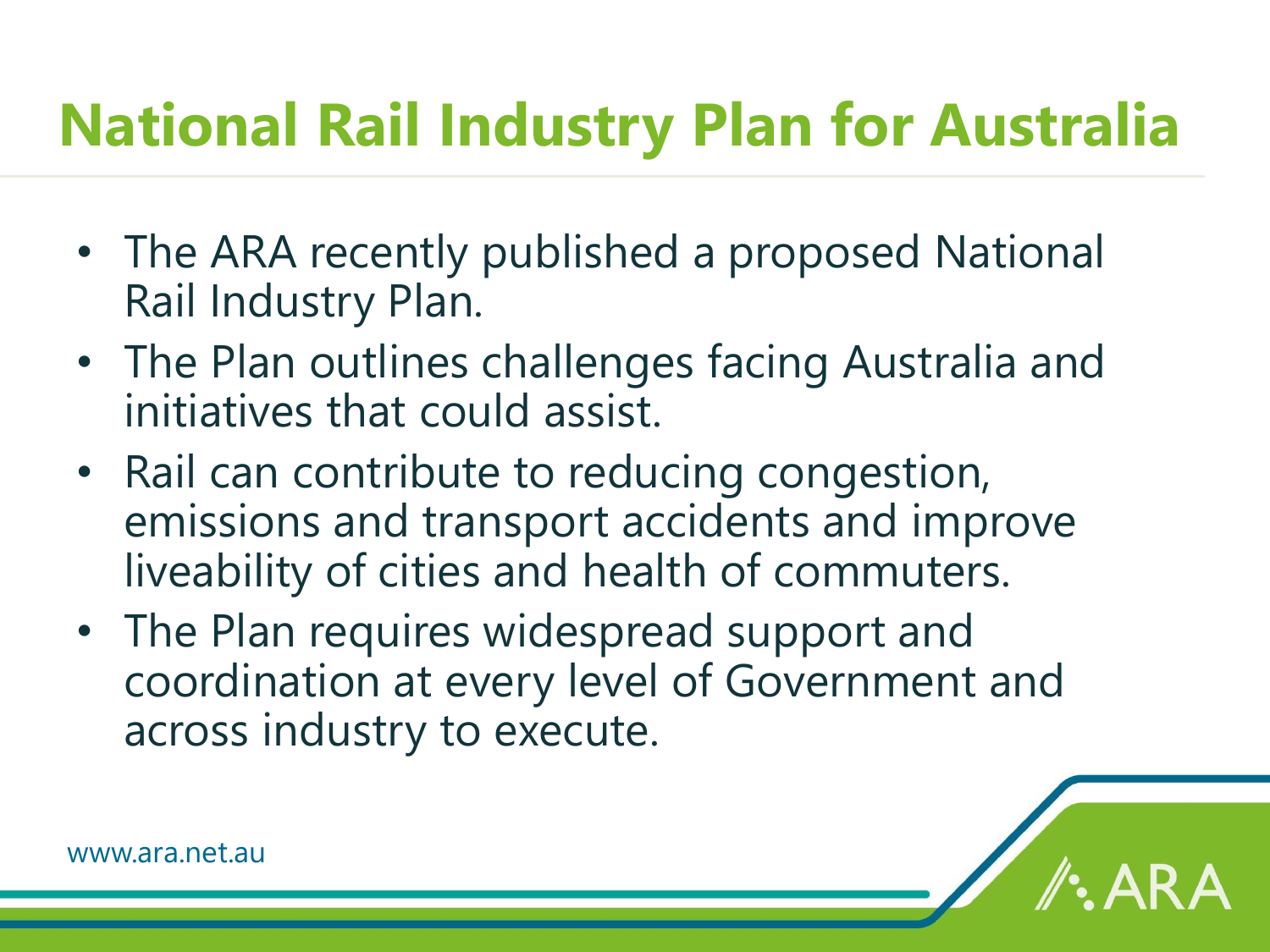# National Rail Industry Plan for Australia

- The ARA recently published a proposed National Rail Industry Plan.
- The Plan outlines challenges facing Australia and initiatives that could assist.
- Rail can contribute to reducing congestion, emissions and transport accidents and improve liveability of cities and health of commuters.
- The Plan requires widespread support and coordination at every level of Government and across industry to execute.

www.ara.net.au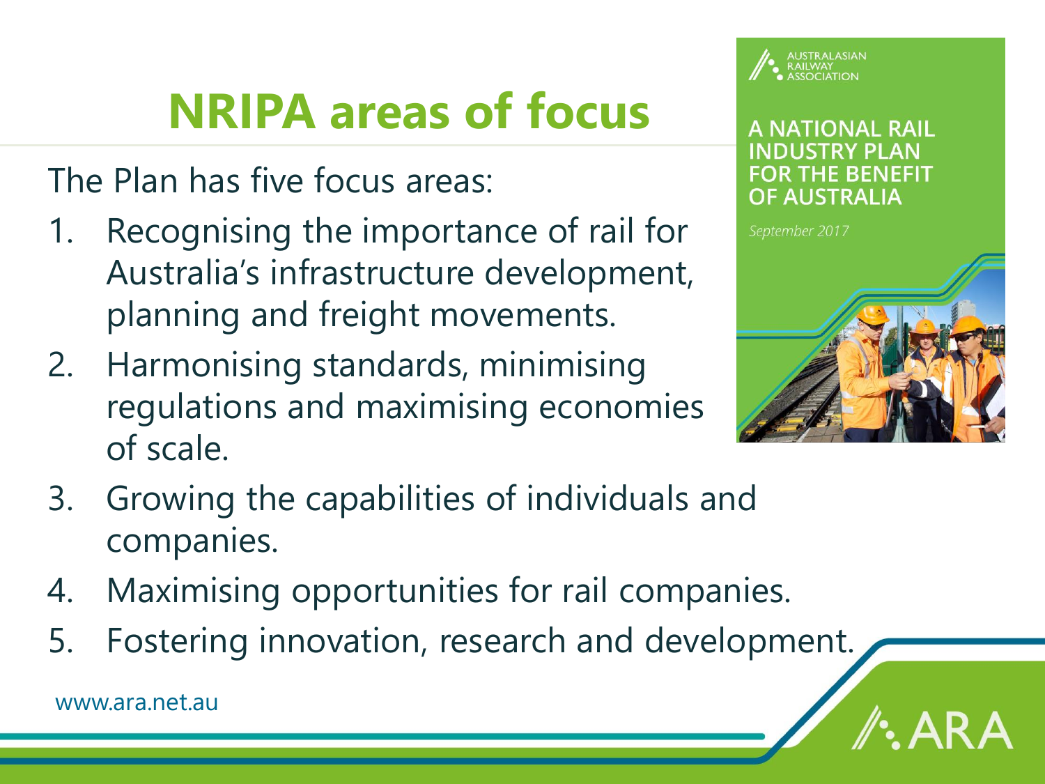# NRIPA areas of focus

The Plan has five focus areas:

1. Recognising the importance of rail for Australia's infrastructure development, planning and freight movements.
2. Harmonising standards, minimising regulations and maximising economies of scale.
3. Growing the capabilities of individuals and companies.
4. Maximising opportunities for rail companies.
5. Fostering innovation, research and development.

AUSTRALASIAN RAILWAY ASSOCIATION

A NATIONAL RAIL INDUSTRY PLAN FOR THE BENEFIT OF AUSTRALIA

*September 2017*

www.ara.net.au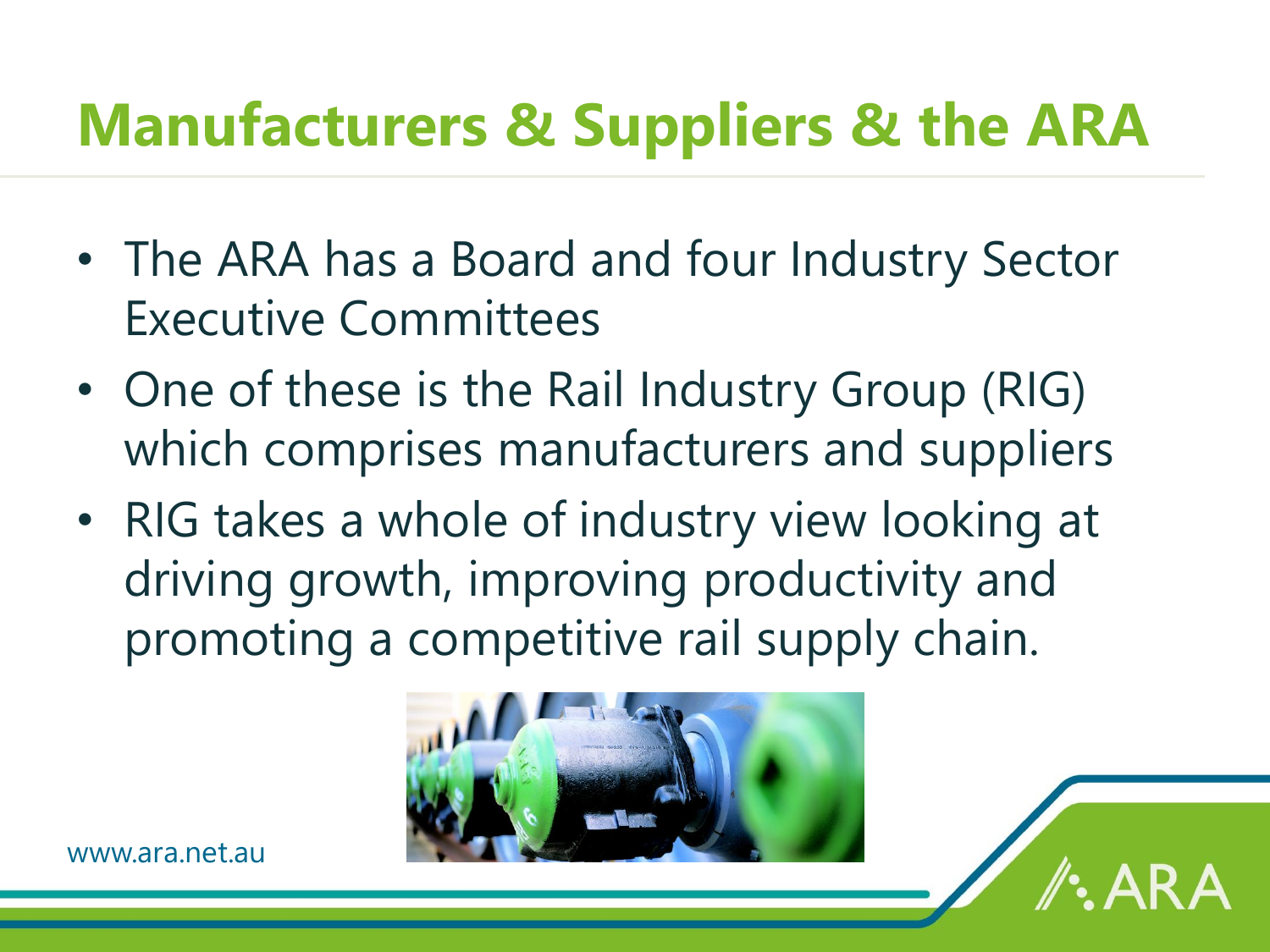# Manufacturers & Suppliers & the ARA

- The ARA has a Board and four Industry Sector Executive Committees
- One of these is the Rail Industry Group (RIG) which comprises manufacturers and suppliers
- RIG takes a whole of industry view looking at driving growth, improving productivity and promoting a competitive rail supply chain.

www.ara.net.au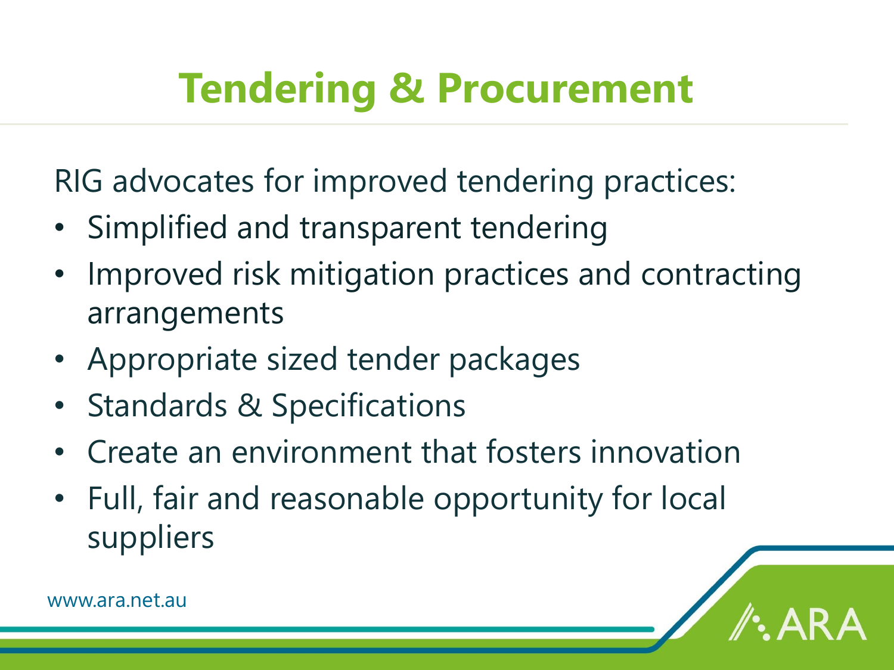# Tendering & Procurement

RIG advocates for improved tendering practices:

- Simplified and transparent tendering
- Improved risk mitigation practices and contracting arrangements
- Appropriate sized tender packages
- Standards & Specifications
- Create an environment that fosters innovation
- Full, fair and reasonable opportunity for local suppliers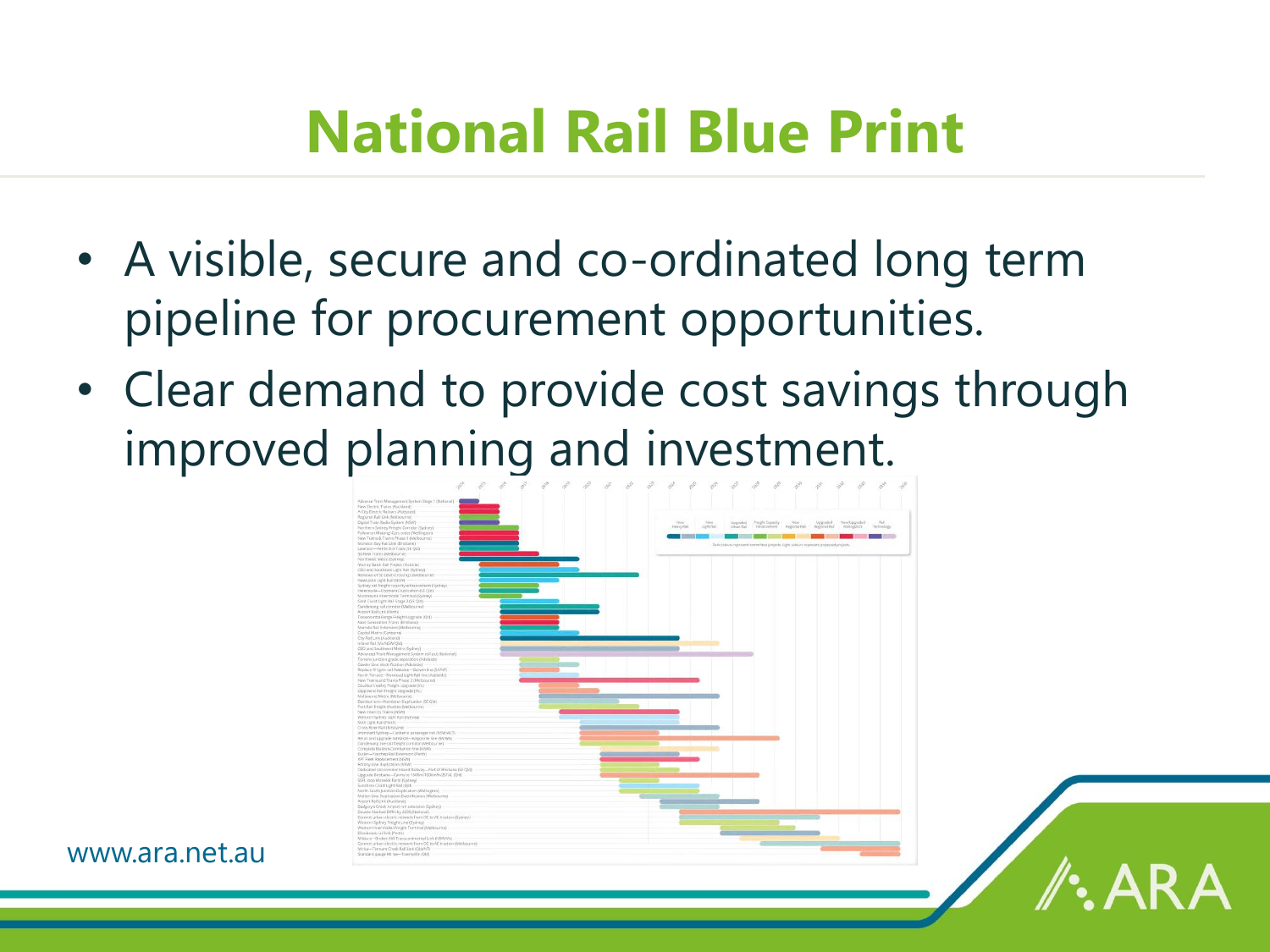# National Rail Blue Print

- A visible, secure and co-ordinated long term pipeline for procurement opportunities.
- Clear demand to provide cost savings through improved planning and investment.

www.ara.net.au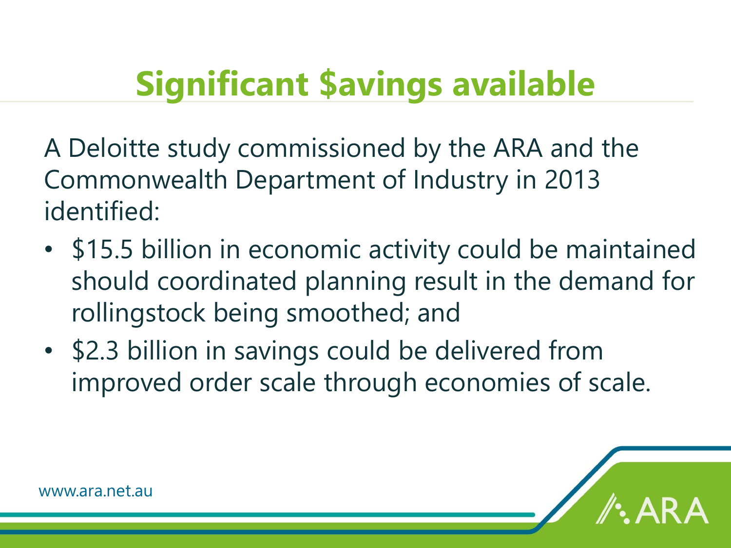# Significant $avings available

A Deloitte study commissioned by the ARA and the Commonwealth Department of Industry in 2013 identified:

- $15.5 billion in economic activity could be maintained should coordinated planning result in the demand for rollingstock being smoothed; and
- $2.3 billion in savings could be delivered from improved order scale through economies of scale.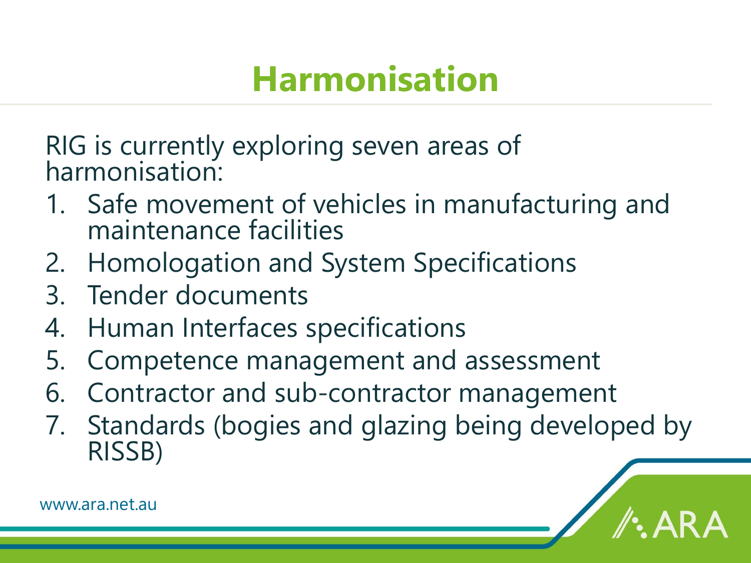# Harmonisation

RIG is currently exploring seven areas of harmonisation:

1. Safe movement of vehicles in manufacturing and maintenance facilities
2. Homologation and System Specifications
3. Tender documents
4. Human Interfaces specifications
5. Competence management and assessment
6. Contractor and sub-contractor management
7. Standards (bogies and glazing being developed by RISSB)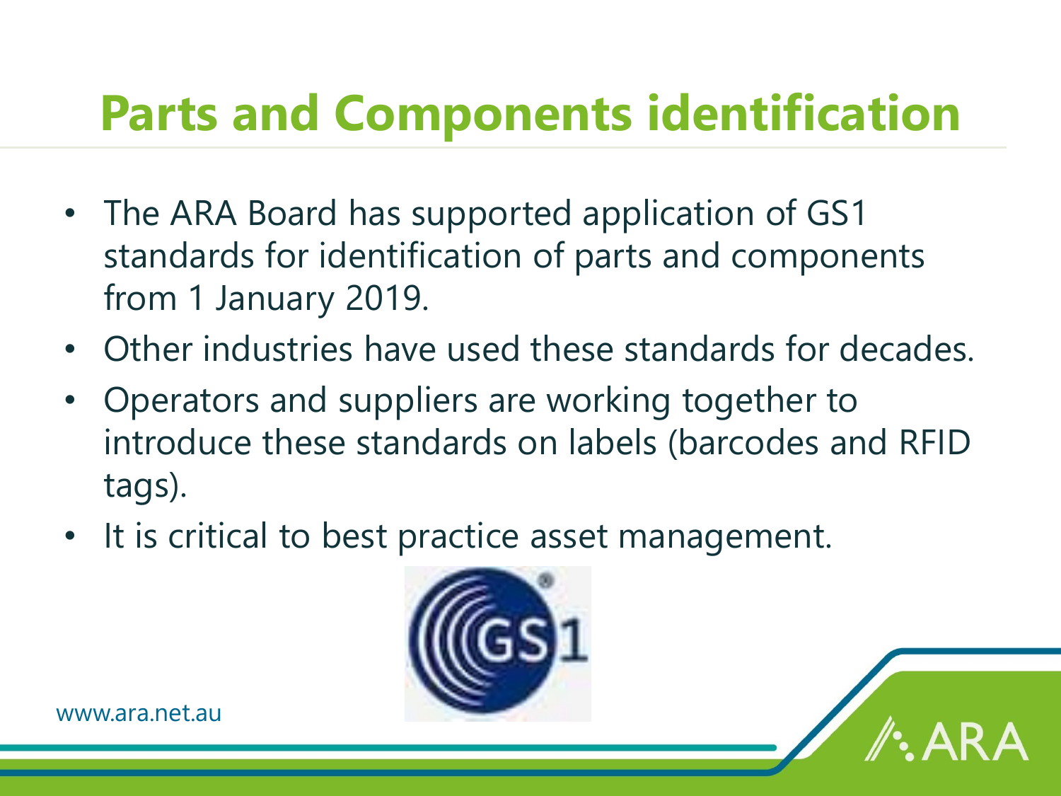# Parts and Components identification

- The ARA Board has supported application of GS1 standards for identification of parts and components from 1 January 2019.
- Other industries have used these standards for decades.
- Operators and suppliers are working together to introduce these standards on labels (barcodes and RFID tags).
- It is critical to best practice asset management.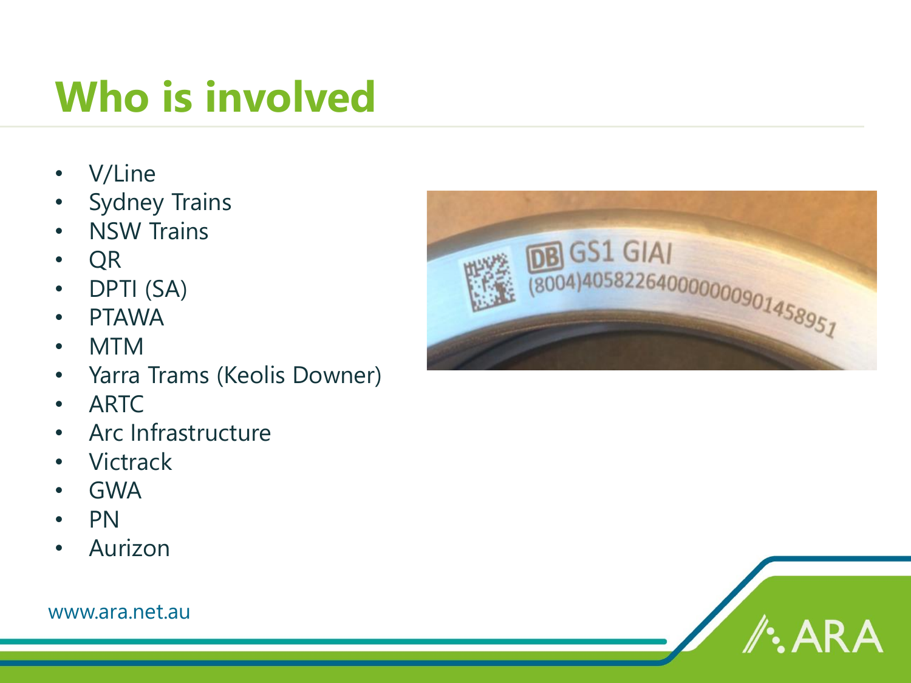# Who is involved

- V/Line
- Sydney Trains
- NSW Trains
- QR
- DPTI (SA)
- PTAWA
- MTM
- Yarra Trams (Keolis Downer)
- ARTC
- Arc Infrastructure
- Victrack
- GWA
- PN
- Aurizon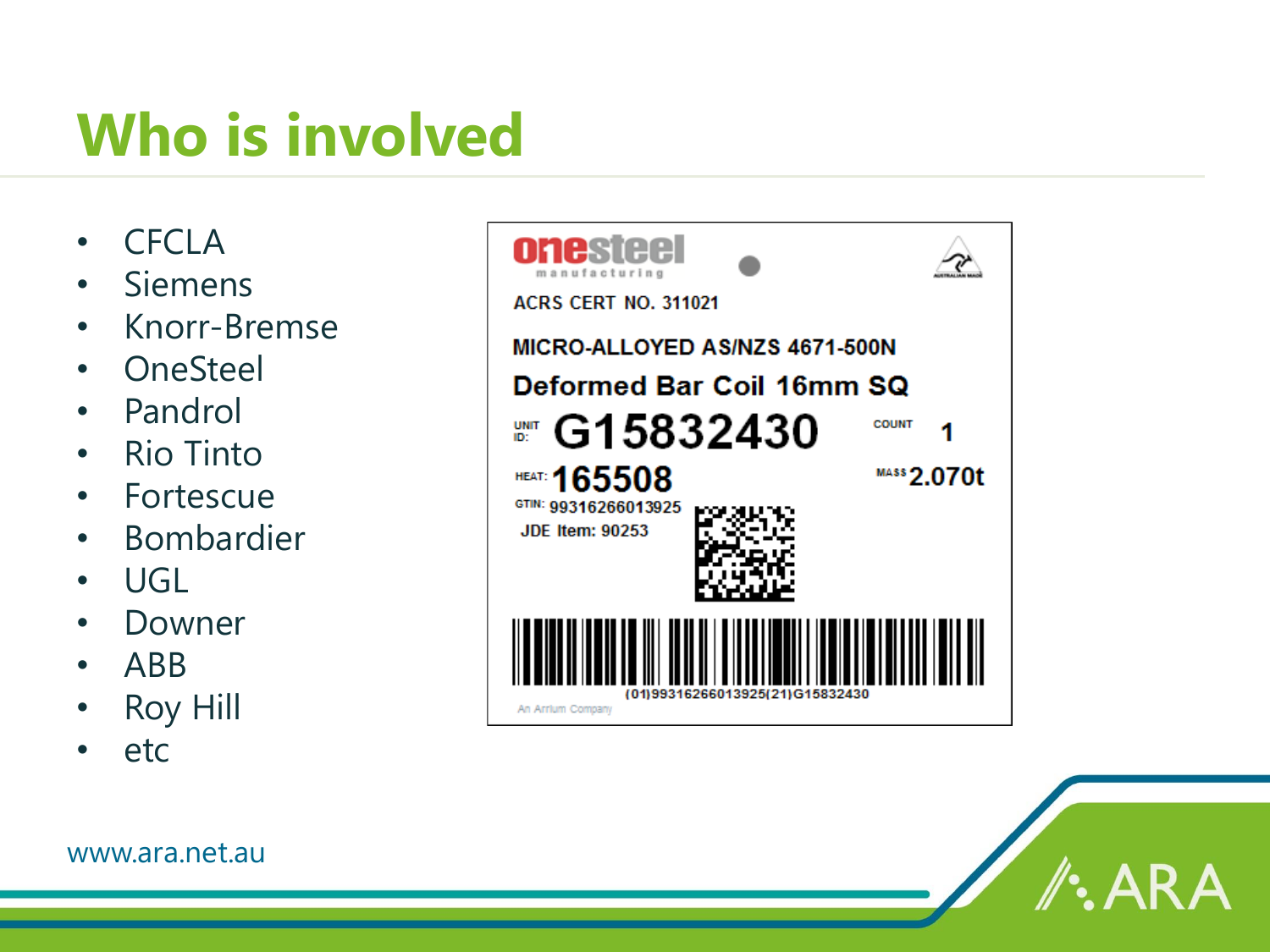# Who is involved

- CFCLA
- Siemens
- Knorr-Bremse
- OneSteel
- Pandrol
- Rio Tinto
- Fortescue
- Bombardier
- UGL
- Downer
- ABB
- Roy Hill
- etc

onesteel manufacturing

ACRS CERT NO. 311021

MICRO-ALLOYED AS/NZS 4671-500N

Deformed Bar Coil 16mm SQ

UNIT ID: G15832430 COUNT 1

HEAT: 165508 MASS 2.070t

GTIN: 99316266013925

JDE Item: 90253

(01)99316266013925(21)G15832430

An Arrium Company

www.ara.net.au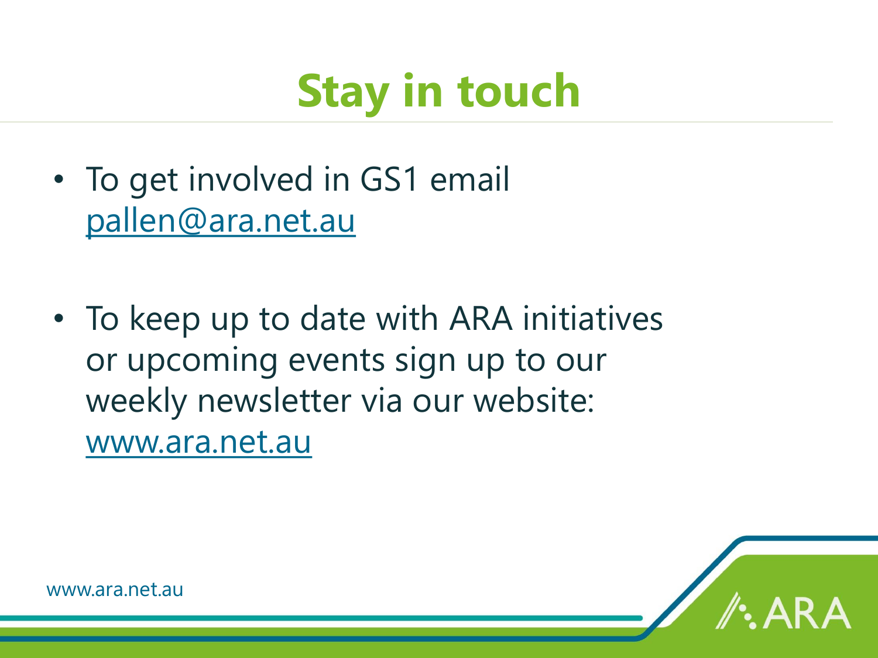# Stay in touch

- To get involved in GS1 email pallen@ara.net.au

- To keep up to date with ARA initiatives or upcoming events sign up to our weekly newsletter via our website: www.ara.net.au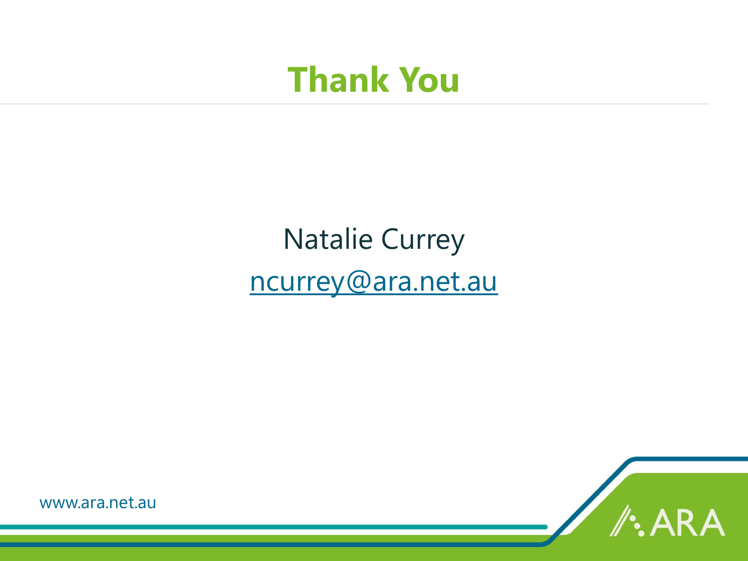# Thank You

Natalie Currey

ncurrey@ara.net.au

www.ara.net.au

ARA